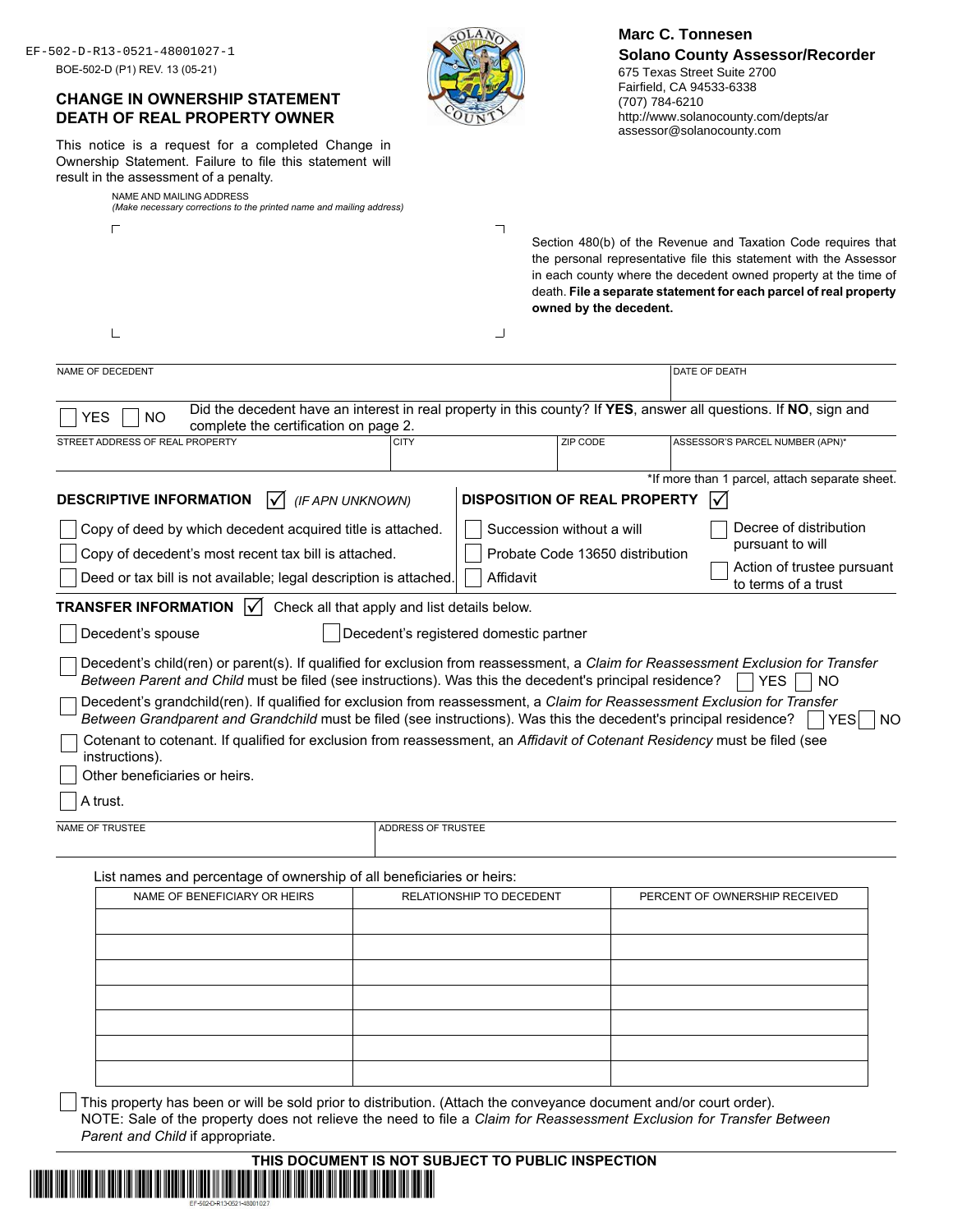EF-502-D-R13-0521-48001027-1

BOE-502-D (P1) REV. 13 (05-21)

## CHANGE IN OWNERSHIP STATEMENT DEATH OF REAL PROPERTY OWNER

This notice is a request for a completed Change in Ownership Statement. Failure to file this statement will result in the assessment of a penalty.

**Marc C. Tonnesen**
**Solano County Assessor/Recorder**
675 Texas Street Suite 2700
Fairfield, CA 94533-6338
(707) 784-6210
http://www.solanocounty.com/depts/ar
assessor@solanocounty.com

NAME AND MAILING ADDRESS
*(Make necessary corrections to the printed name and mailing address)*

Section 480(b) of the Revenue and Taxation Code requires that the personal representative file this statement with the Assessor in each county where the decedent owned property at the time of death. **File a separate statement for each parcel of real property owned by the decedent.**

| NAME OF DECEDENT | DATE OF DEATH |
|---|---|
| | |

☐ YES ☐ NO Did the decedent have an interest in real property in this county? If **YES**, answer all questions. If **NO**, sign and complete the certification on page 2.

| STREET ADDRESS OF REAL PROPERTY | CITY | ZIP CODE | ASSESSOR'S PARCEL NUMBER (APN)* |
|---|---|---|---|
| | | | |

*If more than 1 parcel, attach separate sheet.

**DESCRIPTIVE INFORMATION** ☑ *(IF APN UNKNOWN)*

- ☐ Copy of deed by which decedent acquired title is attached.
- ☐ Copy of decedent's most recent tax bill is attached.
- ☐ Deed or tax bill is not available; legal description is attached.

**DISPOSITION OF REAL PROPERTY** ☑

- ☐ Succession without a will
- ☐ Probate Code 13650 distribution
- ☐ Affidavit
- ☐ Decree of distribution pursuant to will
- ☐ Action of trustee pursuant to terms of a trust

**TRANSFER INFORMATION** ☑ Check all that apply and list details below.

- ☐ Decedent's spouse
- ☐ Decedent's registered domestic partner
- ☐ Decedent's child(ren) or parent(s). If qualified for exclusion from reassessment, a *Claim for Reassessment Exclusion for Transfer Between Parent and Child* must be filed (see instructions). Was this the decedent's principal residence? ☐ YES ☐ NO
- ☐ Decedent's grandchild(ren). If qualified for exclusion from reassessment, a *Claim for Reassessment Exclusion for Transfer Between Grandparent and Grandchild* must be filed (see instructions). Was this the decedent's principal residence? ☐ YES ☐ NO
- ☐ Cotenant to cotenant. If qualified for exclusion from reassessment, an *Affidavit of Cotenant Residency* must be filed (see instructions).
- ☐ Other beneficiaries or heirs.
- ☐ A trust.

| NAME OF TRUSTEE | ADDRESS OF TRUSTEE |
|---|---|
| | |

List names and percentage of ownership of all beneficiaries or heirs:

| NAME OF BENEFICIARY OR HEIRS | RELATIONSHIP TO DECEDENT | PERCENT OF OWNERSHIP RECEIVED |
|---|---|---|
| | | |
| | | |
| | | |
| | | |
| | | |
| | | |
| | | |

☐ This property has been or will be sold prior to distribution. (Attach the conveyance document and/or court order).
NOTE: Sale of the property does not relieve the need to file a *Claim for Reassessment Exclusion for Transfer Between Parent and Child* if appropriate.

**THIS DOCUMENT IS NOT SUBJECT TO PUBLIC INSPECTION**

EF-502-D-R13-0521-48001027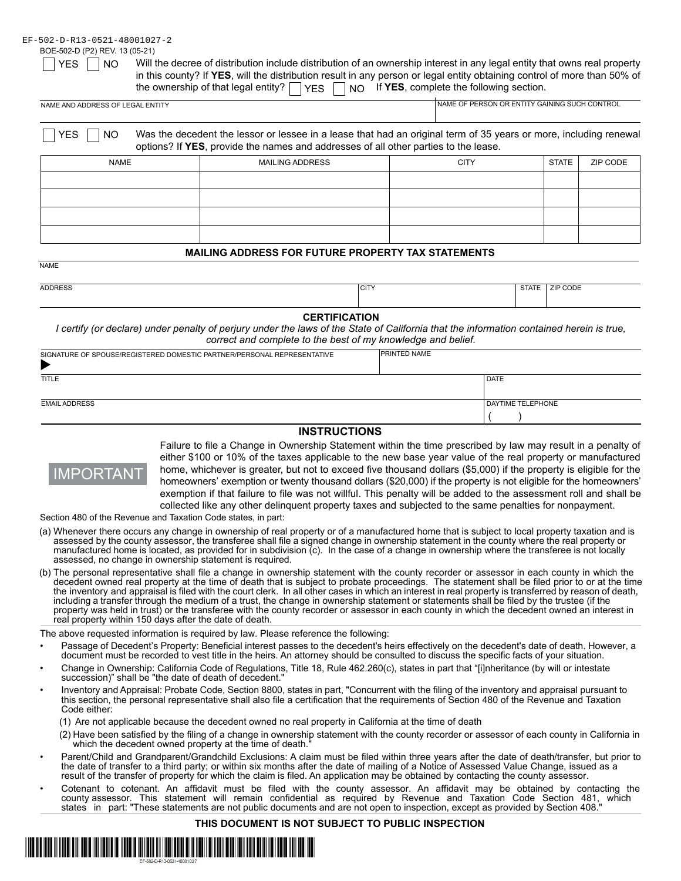EF-502-D-R13-0521-48001027-2
BOE-502-D (P2) REV. 13 (05-21)

☐ YES ☐ NO Will the decree of distribution include distribution of an ownership interest in any legal entity that owns real property in this county? If **YES**, will the distribution result in any person or legal entity obtaining control of more than 50% of the ownership of that legal entity? ☐ YES ☐ NO If **YES**, complete the following section.

| NAME AND ADDRESS OF LEGAL ENTITY | NAME OF PERSON OR ENTITY GAINING SUCH CONTROL |
|---|---|
| | |

☐ YES ☐ NO Was the decedent the lessor or lessee in a lease that had an original term of 35 years or more, including renewal options? If **YES**, provide the names and addresses of all other parties to the lease.

| NAME | MAILING ADDRESS | CITY | STATE | ZIP CODE |
|---|---|---|---|---|
| | | | | |
| | | | | |
| | | | | |
| | | | | |

### MAILING ADDRESS FOR FUTURE PROPERTY TAX STATEMENTS

| NAME | | | |
|---|---|---|---|
| ADDRESS | CITY | STATE | ZIP CODE |

### CERTIFICATION

*I certify (or declare) under penalty of perjury under the laws of the State of California that the information contained herein is true, correct and complete to the best of my knowledge and belief.*

| SIGNATURE OF SPOUSE/REGISTERED DOMESTIC PARTNER/PERSONAL REPRESENTATIVE | PRINTED NAME |
|---|---|
| TITLE | DATE |
| EMAIL ADDRESS | DAYTIME TELEPHONE ( ) |

### INSTRUCTIONS

**IMPORTANT** Failure to file a Change in Ownership Statement within the time prescribed by law may result in a penalty of either $100 or 10% of the taxes applicable to the new base year value of the real property or manufactured home, whichever is greater, but not to exceed five thousand dollars ($5,000) if the property is eligible for the homeowners' exemption or twenty thousand dollars ($20,000) if the property is not eligible for the homeowners' exemption if that failure to file was not willful. This penalty will be added to the assessment roll and shall be collected like any other delinquent property taxes and subjected to the same penalties for nonpayment.

Section 480 of the Revenue and Taxation Code states, in part:

(a) Whenever there occurs any change in ownership of real property or of a manufactured home that is subject to local property taxation and is assessed by the county assessor, the transferee shall file a signed change in ownership statement in the county where the real property or manufactured home is located, as provided for in subdivision (c). In the case of a change in ownership where the transferee is not locally assessed, no change in ownership statement is required.

(b) The personal representative shall file a change in ownership statement with the county recorder or assessor in each county in which the decedent owned real property at the time of death that is subject to probate proceedings. The statement shall be filed prior to or at the time the inventory and appraisal is filed with the court clerk. In all other cases in which an interest in real property is transferred by reason of death, including a transfer through the medium of a trust, the change in ownership statement or statements shall be filed by the trustee (if the property was held in trust) or the transferee with the county recorder or assessor in each county in which the decedent owned an interest in real property within 150 days after the date of death.

The above requested information is required by law. Please reference the following:

- Passage of Decedent's Property: Beneficial interest passes to the decedent's heirs effectively on the decedent's date of death. However, a document must be recorded to vest title in the heirs. An attorney should be consulted to discuss the specific facts of your situation.
- Change in Ownership: California Code of Regulations, Title 18, Rule 462.260(c), states in part that "[i]nheritance (by will or intestate succession)" shall be "the date of death of decedent."
- Inventory and Appraisal: Probate Code, Section 8800, states in part, "Concurrent with the filing of the inventory and appraisal pursuant to this section, the personal representative shall also file a certification that the requirements of Section 480 of the Revenue and Taxation Code either:
  (1) Are not applicable because the decedent owned no real property in California at the time of death
  (2) Have been satisfied by the filing of a change in ownership statement with the county recorder or assessor of each county in California in which the decedent owned property at the time of death."
- Parent/Child and Grandparent/Grandchild Exclusions: A claim must be filed within three years after the date of death/transfer, but prior to the date of transfer to a third party; or within six months after the date of mailing of a Notice of Assessed Value Change, issued as a result of the transfer of property for which the claim is filed. An application may be obtained by contacting the county assessor.
- Cotenant to cotenant. An affidavit must be filed with the county assessor. An affidavit may be obtained by contacting the county assessor. This statement will remain confidential as required by Revenue and Taxation Code Section 481, which states in part: "These statements are not public documents and are not open to inspection, except as provided by Section 408."

**THIS DOCUMENT IS NOT SUBJECT TO PUBLIC INSPECTION**

EF-502-D-R13-0521-48001027